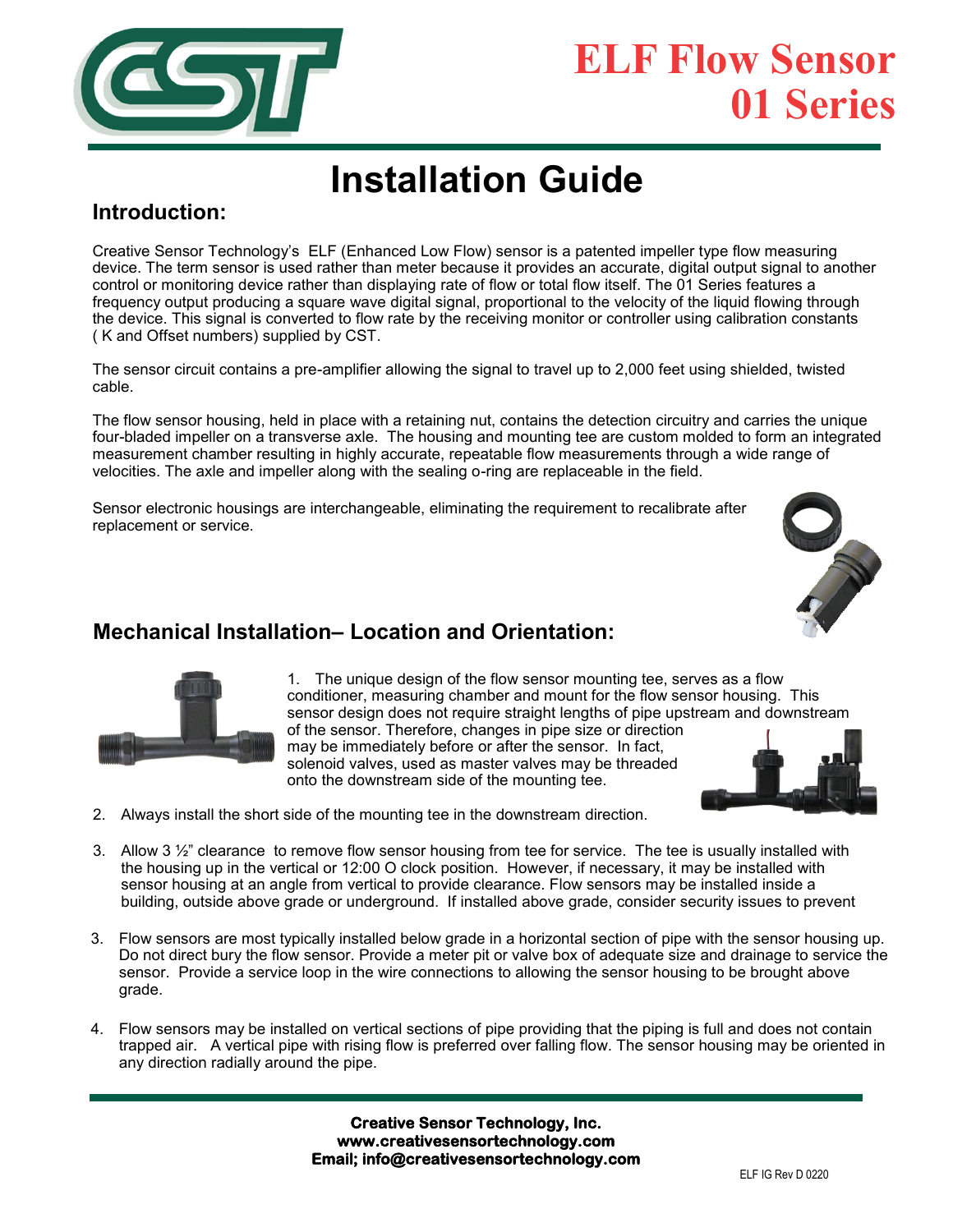# ELF Flow Sensor 01 Series

# Installation Guide

## Introduction:

Creative Sensor Technology's ELF (Enhanced Low Flow) sensor is a patented impeller type flow measuring device. The term sensor is used rather than meter because it provides an accurate, digital output signal to another control or monitoring device rather than displaying rate of flow or total flow itself. The 01 Series features a frequency output producing a square wave digital signal, proportional to the velocity of the liquid flowing through the device. This signal is converted to flow rate by the receiving monitor or controller using calibration constants ( K and Offset numbers) supplied by CST.

The sensor circuit contains a pre-amplifier allowing the signal to travel up to 2,000 feet using shielded, twisted cable.

The flow sensor housing, held in place with a retaining nut, contains the detection circuitry and carries the unique four-bladed impeller on a transverse axle. The housing and mounting tee are custom molded to form an integrated measurement chamber resulting in highly accurate, repeatable flow measurements through a wide range of velocities. The axle and impeller along with the sealing o-ring are replaceable in the field.

Sensor electronic housings are interchangeable, eliminating the requirement to recalibrate after replacement or service.

## Mechanical Installation– Location and Orientation:

1. The unique design of the flow sensor mounting tee, serves as a flow conditioner, measuring chamber and mount for the flow sensor housing. This sensor design does not require straight lengths of pipe upstream and downstream of the sensor. Therefore, changes in pipe size or direction may be immediately before or after the sensor. In fact, solenoid valves, used as master valves may be threaded onto the downstream side of the mounting tee.

2. Always install the short side of the mounting tee in the downstream direction.

3. Allow 3 ½" clearance to remove flow sensor housing from tee for service. The tee is usually installed with the housing up in the vertical or 12:00 O clock position. However, if necessary, it may be installed with sensor housing at an angle from vertical to provide clearance. Flow sensors may be installed inside a building, outside above grade or underground. If installed above grade, consider security issues to prevent

3. Flow sensors are most typically installed below grade in a horizontal section of pipe with the sensor housing up. Do not direct bury the flow sensor. Provide a meter pit or valve box of adequate size and drainage to service the sensor. Provide a service loop in the wire connections to allowing the sensor housing to be brought above grade.

4. Flow sensors may be installed on vertical sections of pipe providing that the piping is full and does not contain trapped air. A vertical pipe with rising flow is preferred over falling flow. The sensor housing may be oriented in any direction radially around the pipe.

**Creative Sensor Technology, Inc.**
**www.creativesensortechnology.com**
**Email; info@creativesensortechnology.com**

ELF IG Rev D 0220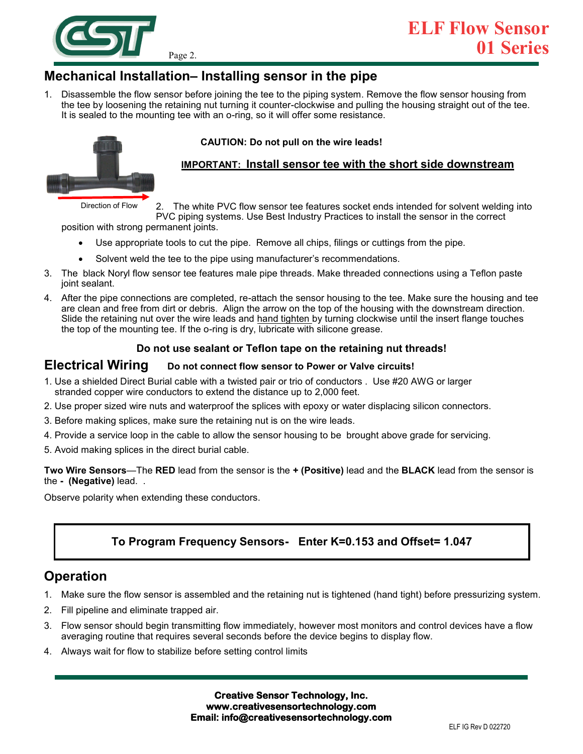## Mechanical Installation– Installing sensor in the pipe

1. Disassemble the flow sensor before joining the tee to the piping system. Remove the flow sensor housing from the tee by loosening the retaining nut turning it counter-clockwise and pulling the housing straight out of the tee. It is sealed to the mounting tee with an o-ring, so it will offer some resistance.

**CAUTION: Do not pull on the wire leads!**

**IMPORTANT: <u>Install sensor tee with the short side downstream</u>**

Direction of Flow

2. The white PVC flow sensor tee features socket ends intended for solvent welding into PVC piping systems. Use Best Industry Practices to install the sensor in the correct position with strong permanent joints.
   - Use appropriate tools to cut the pipe. Remove all chips, filings or cuttings from the pipe.
   - Solvent weld the tee to the pipe using manufacturer's recommendations.
3. The black Noryl flow sensor tee features male pipe threads. Make threaded connections using a Teflon paste joint sealant.
4. After the pipe connections are completed, re-attach the sensor housing to the tee. Make sure the housing and tee are clean and free from dirt or debris. Align the arrow on the top of the housing with the downstream direction. Slide the retaining nut over the wire leads and <u>hand tighten</u> by turning clockwise until the insert flange touches the top of the mounting tee. If the o-ring is dry, lubricate with silicone grease.

**Do not use sealant or Teflon tape on the retaining nut threads!**

## Electrical Wiring **Do not connect flow sensor to Power or Valve circuits!**

1. Use a shielded Direct Burial cable with a twisted pair or trio of conductors . Use #20 AWG or larger stranded copper wire conductors to extend the distance up to 2,000 feet.
2. Use proper sized wire nuts and waterproof the splices with epoxy or water displacing silicon connectors.
3. Before making splices, make sure the retaining nut is on the wire leads.
4. Provide a service loop in the cable to allow the sensor housing to be brought above grade for servicing.
5. Avoid making splices in the direct burial cable.

**Two Wire Sensors**—The **RED** lead from the sensor is the **+ (Positive)** lead and the **BLACK** lead from the sensor is the **- (Negative)** lead. .

Observe polarity when extending these conductors.

**To Program Frequency Sensors- Enter K=0.153 and Offset= 1.047**

## Operation

1. Make sure the flow sensor is assembled and the retaining nut is tightened (hand tight) before pressurizing system.
2. Fill pipeline and eliminate trapped air.
3. Flow sensor should begin transmitting flow immediately, however most monitors and control devices have a flow averaging routine that requires several seconds before the device begins to display flow.
4. Always wait for flow to stabilize before setting control limits

**Creative Sensor Technology, Inc.**
**www.creativesensortechnology.com**
**Email: info@creativesensortechnology.com**

ELF IG Rev D 022720